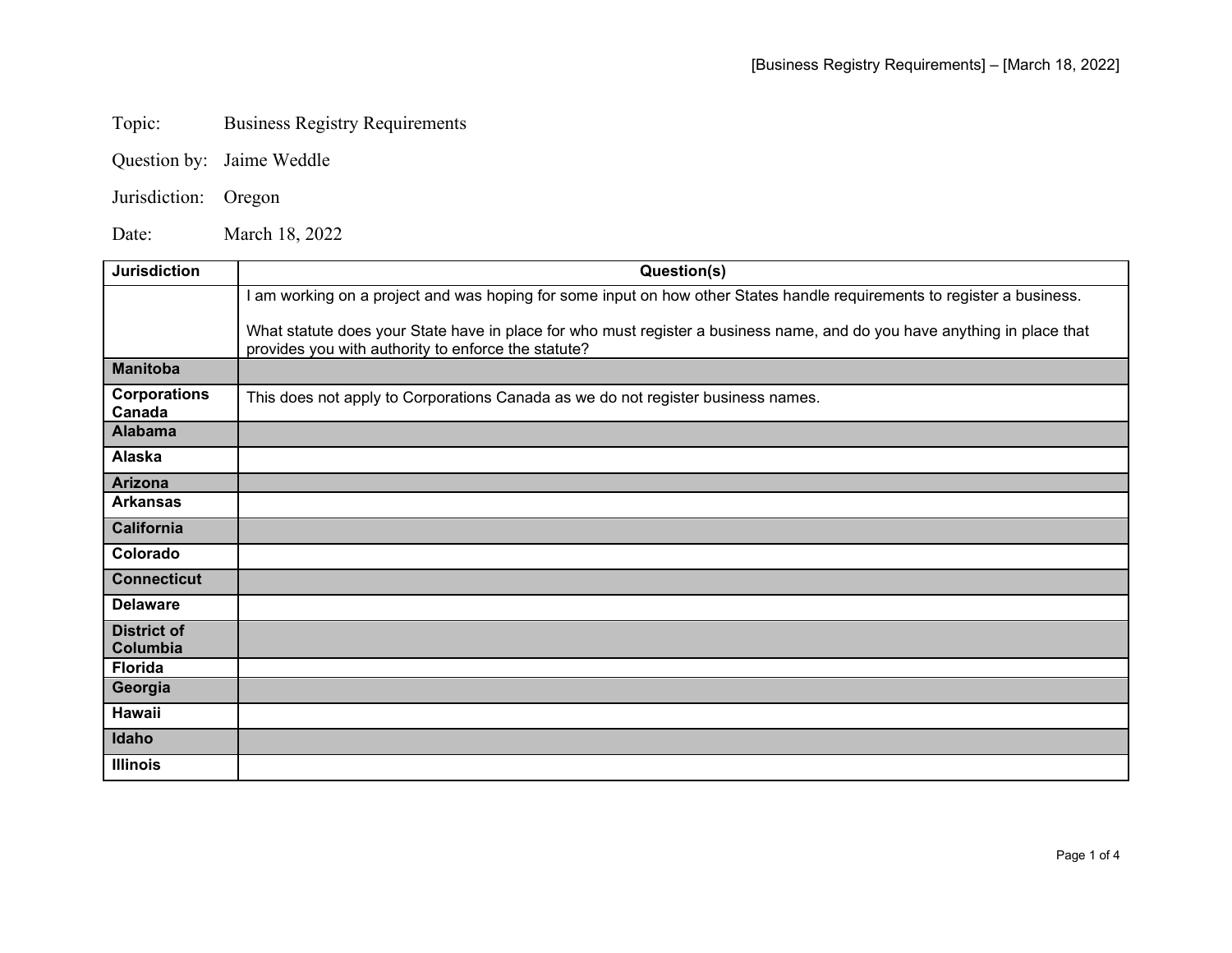Topic: Business Registry Requirements

Question by: Jaime Weddle

Jurisdiction: Oregon

Date: March 18, 2022

| Jurisdiction | Question(s) |
| --- | --- |
| | I am working on a project and was hoping for some input on how other States handle requirements to register a business.<br><br>What statute does your State have in place for who must register a business name, and do you have anything in place that provides you with authority to enforce the statute? |
| **Manitoba** | |
| **Corporations Canada** | This does not apply to Corporations Canada as we do not register business names. |
| **Alabama** | |
| **Alaska** | |
| **Arizona** | |
| **Arkansas** | |
| **California** | |
| **Colorado** | |
| **Connecticut** | |
| **Delaware** | |
| **District of Columbia** | |
| **Florida** | |
| **Georgia** | |
| **Hawaii** | |
| **Idaho** | |
| **Illinois** | |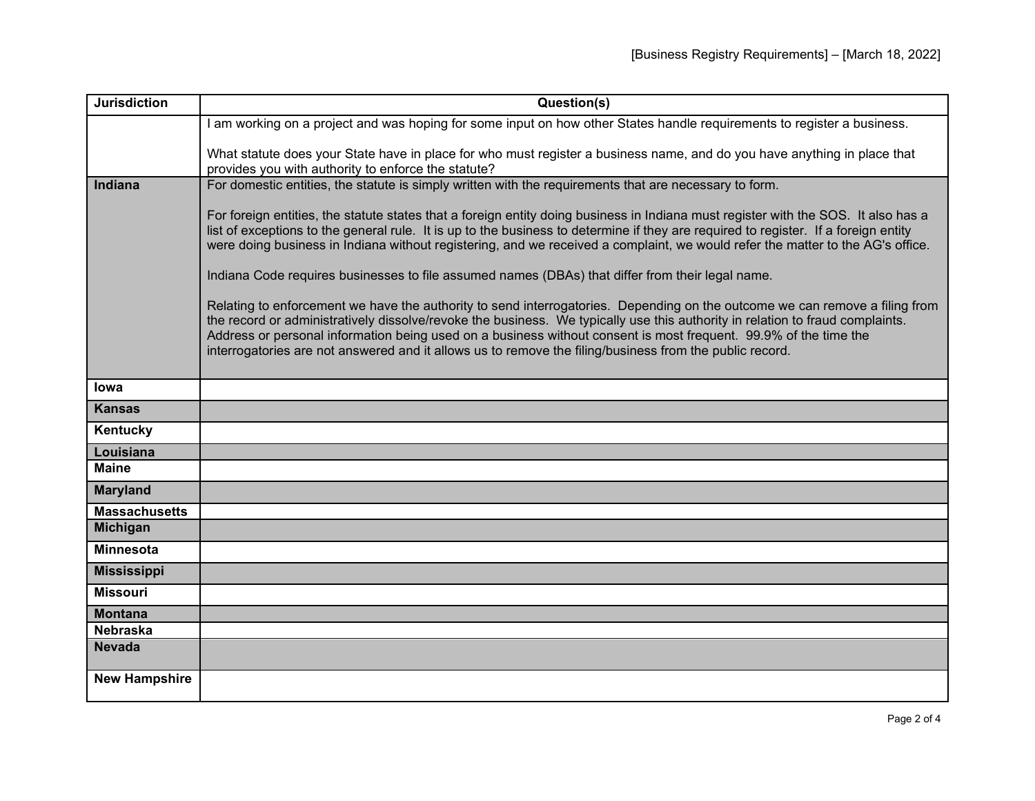| Jurisdiction | Question(s) |
|---|---|
| | I am working on a project and was hoping for some input on how other States handle requirements to register a business.<br><br>What statute does your State have in place for who must register a business name, and do you have anything in place that provides you with authority to enforce the statute? |
| **Indiana** | For domestic entities, the statute is simply written with the requirements that are necessary to form.<br><br>For foreign entities, the statute states that a foreign entity doing business in Indiana must register with the SOS. It also has a list of exceptions to the general rule. It is up to the business to determine if they are required to register. If a foreign entity were doing business in Indiana without registering, and we received a complaint, we would refer the matter to the AG's office.<br><br>Indiana Code requires businesses to file assumed names (DBAs) that differ from their legal name.<br><br>Relating to enforcement we have the authority to send interrogatories. Depending on the outcome we can remove a filing from the record or administratively dissolve/revoke the business. We typically use this authority in relation to fraud complaints. Address or personal information being used on a business without consent is most frequent. 99.9% of the time the interrogatories are not answered and it allows us to remove the filing/business from the public record. |
| **Iowa** | |
| **Kansas** | |
| **Kentucky** | |
| **Louisiana** | |
| **Maine** | |
| **Maryland** | |
| **Massachusetts** | |
| **Michigan** | |
| **Minnesota** | |
| **Mississippi** | |
| **Missouri** | |
| **Montana** | |
| **Nebraska** | |
| **Nevada** | |
| **New Hampshire** | |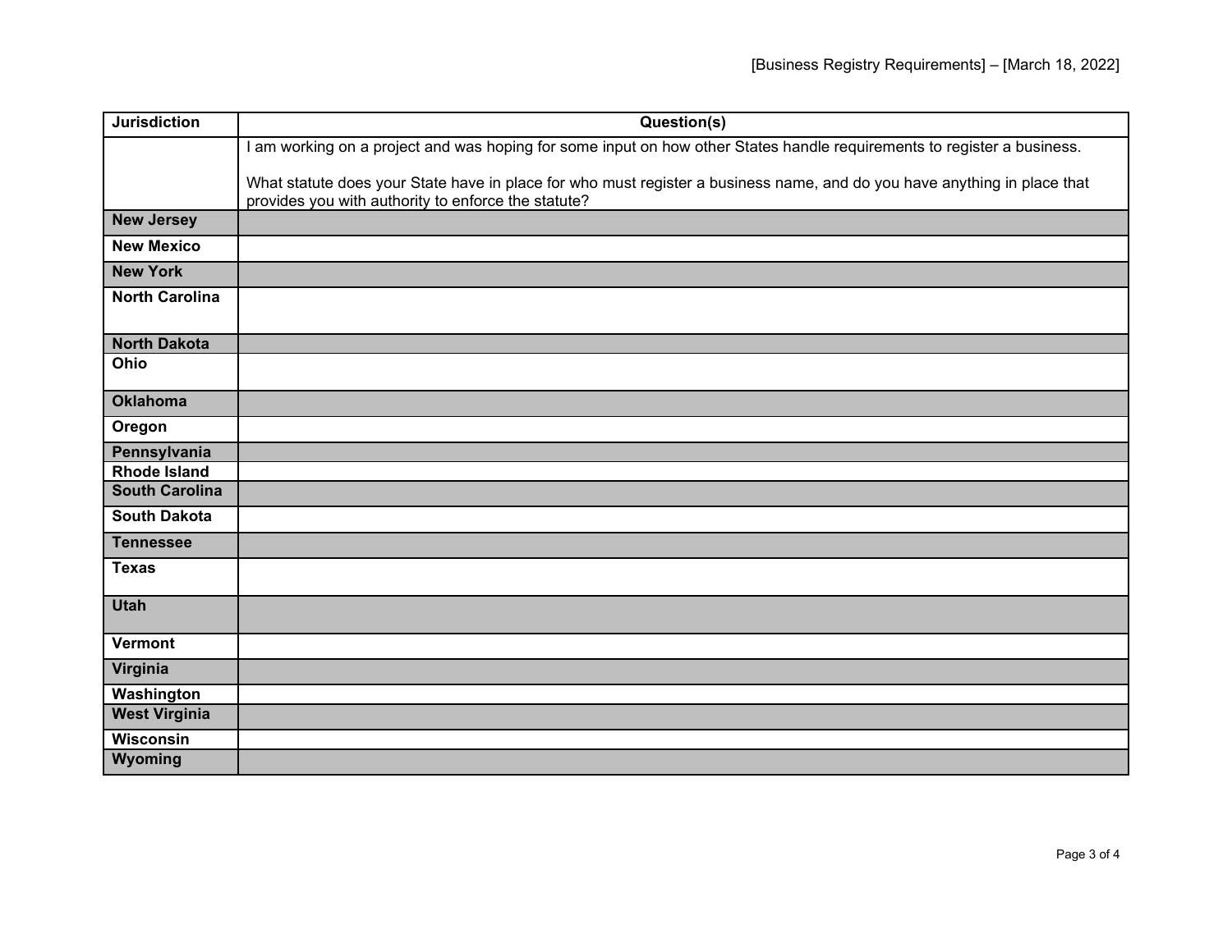| Jurisdiction | Question(s) |
|---|---|
| | I am working on a project and was hoping for some input on how other States handle requirements to register a business.<br><br>What statute does your State have in place for who must register a business name, and do you have anything in place that provides you with authority to enforce the statute? |
| **New Jersey** | |
| **New Mexico** | |
| **New York** | |
| **North Carolina** | |
| **North Dakota** | |
| **Ohio** | |
| **Oklahoma** | |
| **Oregon** | |
| **Pennsylvania** | |
| **Rhode Island** | |
| **South Carolina** | |
| **South Dakota** | |
| **Tennessee** | |
| **Texas** | |
| **Utah** | |
| **Vermont** | |
| **Virginia** | |
| **Washington** | |
| **West Virginia** | |
| **Wisconsin** | |
| **Wyoming** | |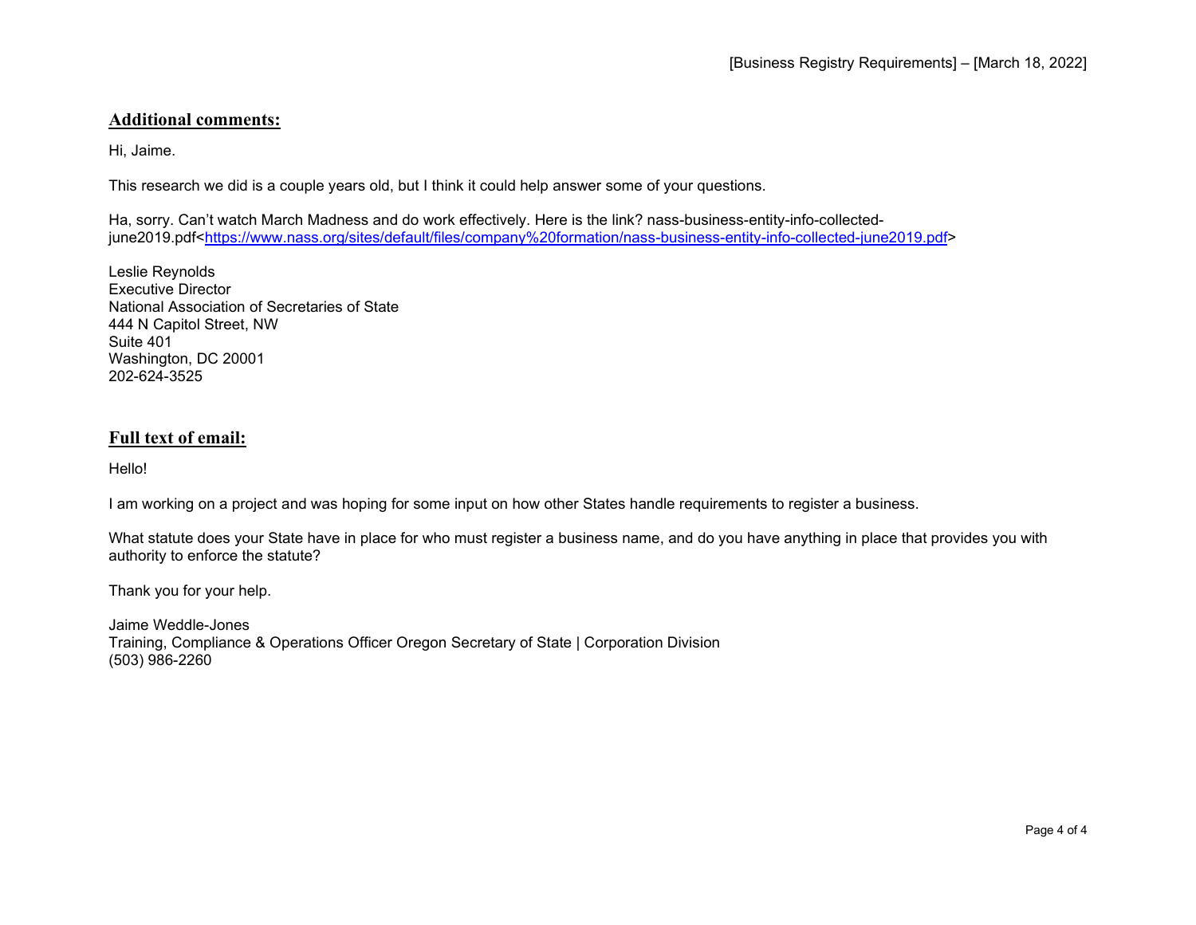## Additional comments:

Hi, Jaime.

This research we did is a couple years old, but I think it could help answer some of your questions.

Ha, sorry. Can't watch March Madness and do work effectively. Here is the link? nass-business-entity-info-collected-june2019.pdf<https://www.nass.org/sites/default/files/company%20formation/nass-business-entity-info-collected-june2019.pdf>

Leslie Reynolds
Executive Director
National Association of Secretaries of State
444 N Capitol Street, NW
Suite 401
Washington, DC 20001
202-624-3525

## Full text of email:

Hello!

I am working on a project and was hoping for some input on how other States handle requirements to register a business.

What statute does your State have in place for who must register a business name, and do you have anything in place that provides you with authority to enforce the statute?

Thank you for your help.

Jaime Weddle-Jones
Training, Compliance & Operations Officer Oregon Secretary of State | Corporation Division
(503) 986-2260